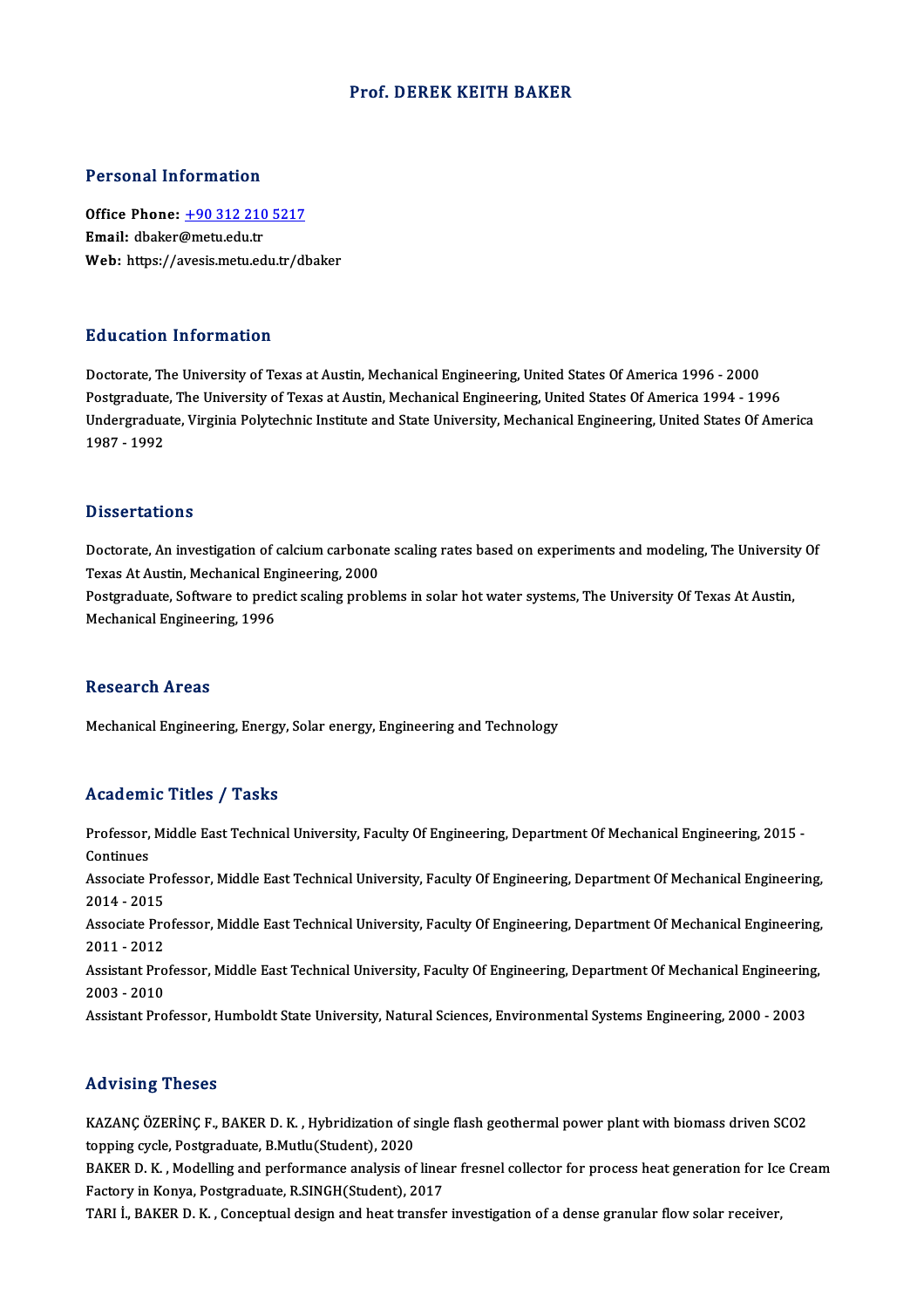# Prof. DEREK KEITH BAKER

## Personal Information

**Office Phone:** +90 312 210 5217
**Email:** dbaker@metu.edu.tr
**Web:** https://avesis.metu.edu.tr/dbaker

## Education Information

Doctorate, The University of Texas at Austin, Mechanical Engineering, United States Of America 1996 - 2000
Postgraduate, The University of Texas at Austin, Mechanical Engineering, United States Of America 1994 - 1996
Undergraduate, Virginia Polytechnic Institute and State University, Mechanical Engineering, United States Of America 1987 - 1992

## Dissertations

Doctorate, An investigation of calcium carbonate scaling rates based on experiments and modeling, The University Of Texas At Austin, Mechanical Engineering, 2000
Postgraduate, Software to predict scaling problems in solar hot water systems, The University Of Texas At Austin, Mechanical Engineering, 1996

## Research Areas

Mechanical Engineering, Energy, Solar energy, Engineering and Technology

## Academic Titles / Tasks

Professor, Middle East Technical University, Faculty Of Engineering, Department Of Mechanical Engineering, 2015 - Continues
Associate Professor, Middle East Technical University, Faculty Of Engineering, Department Of Mechanical Engineering, 2014 - 2015
Associate Professor, Middle East Technical University, Faculty Of Engineering, Department Of Mechanical Engineering, 2011 - 2012
Assistant Professor, Middle East Technical University, Faculty Of Engineering, Department Of Mechanical Engineering, 2003 - 2010
Assistant Professor, Humboldt State University, Natural Sciences, Environmental Systems Engineering, 2000 - 2003

## Advising Theses

KAZANÇ ÖZERİNÇ F., BAKER D. K. , Hybridization of single flash geothermal power plant with biomass driven SCO2 topping cycle, Postgraduate, B.Mutlu(Student), 2020
BAKER D. K. , Modelling and performance analysis of linear fresnel collector for process heat generation for Ice Cream Factory in Konya, Postgraduate, R.SINGH(Student), 2017
TARI İ., BAKER D. K. , Conceptual design and heat transfer investigation of a dense granular flow solar receiver,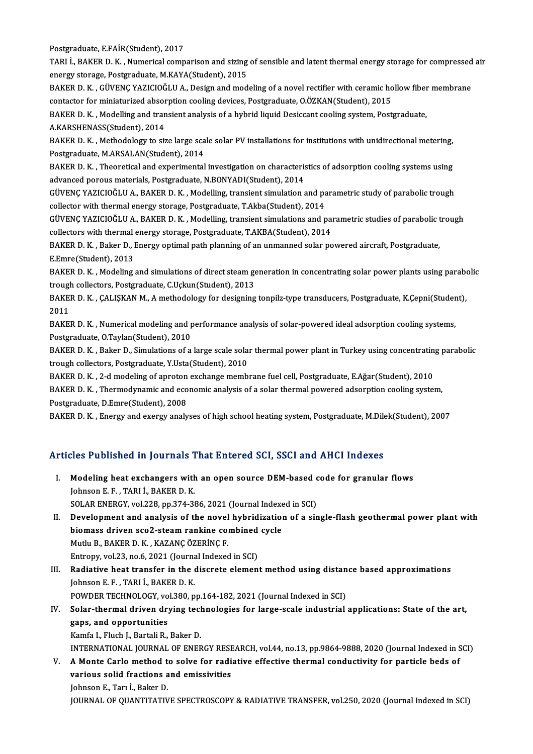Postgraduate, E.FAİR(Student), 2017

TARI İ., BAKER D. K. , Numerical comparison and sizing of sensible and latent thermal energy storage for compressed air energy storage, Postgraduate, M.KAYA(Student), 2015

BAKER D. K. , GÜVENÇ YAZICIOĞLU A., Design and modeling of a novel rectifier with ceramic hollow fiber membrane contactor for miniaturized absorption cooling devices, Postgraduate, O.ÖZKAN(Student), 2015

BAKER D. K. , Modelling and transient analysis of a hybrid liquid Desiccant cooling system, Postgraduate, A.KARSHENASS(Student), 2014

BAKER D. K. , Methodology to size large scale solar PV installations for institutions with unidirectional metering, Postgraduate, M.ARSALAN(Student), 2014

BAKER D. K. , Theoretical and experimental investigation on characteristics of adsorption cooling systems using advanced porous materials, Postgraduate, N.BONYADI(Student), 2014

GÜVENÇ YAZICIOĞLU A., BAKER D. K. , Modelling, transient simulation and parametric study of parabolic trough collector with thermal energy storage, Postgraduate, T.Akba(Student), 2014

GÜVENÇ YAZICIOĞLU A., BAKER D. K. , Modelling, transient simulations and parametric studies of parabolic trough collectors with thermal energy storage, Postgraduate, T.AKBA(Student), 2014

BAKER D. K. , Baker D., Energy optimal path planning of an unmanned solar powered aircraft, Postgraduate, E.Emre(Student), 2013

BAKER D. K. , Modeling and simulations of direct steam generation in concentrating solar power plants using parabolic trough collectors, Postgraduate, C.Uçkun(Student), 2013

BAKER D. K. , ÇALIŞKAN M., A methodology for designing tonpilz-type transducers, Postgraduate, K.Çepni(Student), 2011

BAKER D. K. , Numerical modeling and performance analysis of solar-powered ideal adsorption cooling systems, Postgraduate, O.Taylan(Student), 2010

BAKER D. K. , Baker D., Simulations of a large scale solar thermal power plant in Turkey using concentrating parabolic trough collectors, Postgraduate, Y.Usta(Student), 2010

BAKER D. K. , 2-d modeling of aproton exchange membrane fuel cell, Postgraduate, E.Ağar(Student), 2010

BAKER D. K. , Thermodynamic and economic analysis of a solar thermal powered adsorption cooling system, Postgraduate, D.Emre(Student), 2008

BAKER D. K. , Energy and exergy analyses of high school heating system, Postgraduate, M.Dilek(Student), 2007

## Articles Published in Journals That Entered SCI, SSCI and AHCI Indexes

I. **Modeling heat exchangers with an open source DEM-based code for granular flows**
   Johnson E. F. , TARI İ., BAKER D. K.
   SOLAR ENERGY, vol.228, pp.374-386, 2021 (Journal Indexed in SCI)

II. **Development and analysis of the novel hybridization of a single-flash geothermal power plant with biomass driven sco2-steam rankine combined cycle**
   Mutlu B., BAKER D. K. , KAZANÇ ÖZERİNÇ F.
   Entropy, vol.23, no.6, 2021 (Journal Indexed in SCI)

III. **Radiative heat transfer in the discrete element method using distance based approximations**
   Johnson E. F. , TARI İ., BAKER D. K.
   POWDER TECHNOLOGY, vol.380, pp.164-182, 2021 (Journal Indexed in SCI)

IV. **Solar-thermal driven drying technologies for large-scale industrial applications: State of the art, gaps, and opportunities**
   Kamfa I., Fluch J., Bartali R., Baker D.
   INTERNATIONAL JOURNAL OF ENERGY RESEARCH, vol.44, no.13, pp.9864-9888, 2020 (Journal Indexed in SCI)

V. **A Monte Carlo method to solve for radiative effective thermal conductivity for particle beds of various solid fractions and emissivities**
   Johnson E., Tarı İ., Baker D.
   JOURNAL OF QUANTITATIVE SPECTROSCOPY & RADIATIVE TRANSFER, vol.250, 2020 (Journal Indexed in SCI)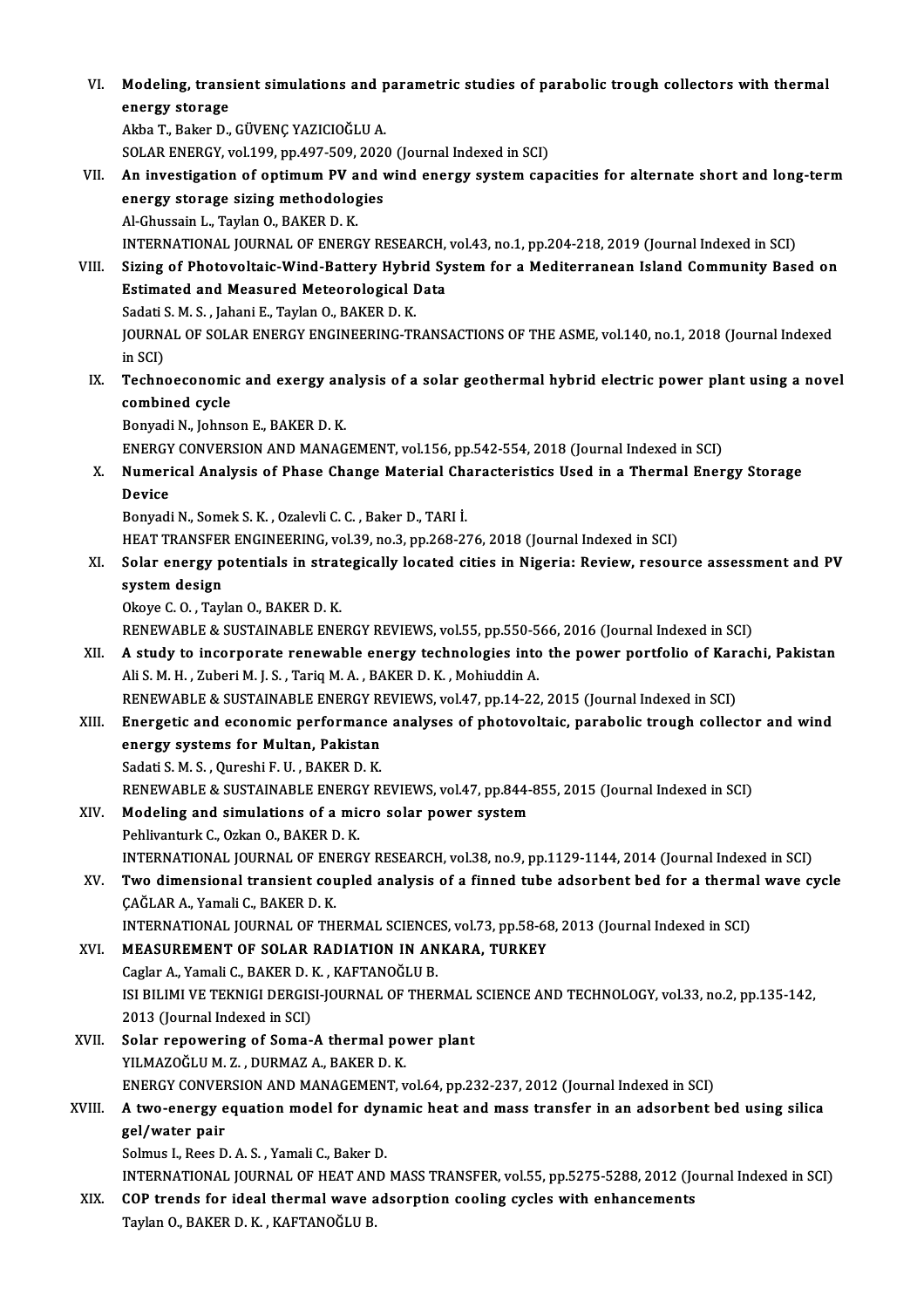VI. **Modeling, transient simulations and parametric studies of parabolic trough collectors with thermal energy storage**
Akba T., Baker D., GÜVENÇ YAZICIOĞLU A.
SOLAR ENERGY, vol.199, pp.497-509, 2020 (Journal Indexed in SCI)

VII. **An investigation of optimum PV and wind energy system capacities for alternate short and long-term energy storage sizing methodologies**
Al-Ghussain L., Taylan O., BAKER D. K.
INTERNATIONAL JOURNAL OF ENERGY RESEARCH, vol.43, no.1, pp.204-218, 2019 (Journal Indexed in SCI)

VIII. **Sizing of Photovoltaic-Wind-Battery Hybrid System for a Mediterranean Island Community Based on Estimated and Measured Meteorological Data**
Sadati S. M. S. , Jahani E., Taylan O., BAKER D. K.
JOURNAL OF SOLAR ENERGY ENGINEERING-TRANSACTIONS OF THE ASME, vol.140, no.1, 2018 (Journal Indexed in SCI)

IX. **Technoeconomic and exergy analysis of a solar geothermal hybrid electric power plant using a novel combined cycle**
Bonyadi N., Johnson E., BAKER D. K.
ENERGY CONVERSION AND MANAGEMENT, vol.156, pp.542-554, 2018 (Journal Indexed in SCI)

X. **Numerical Analysis of Phase Change Material Characteristics Used in a Thermal Energy Storage Device**
Bonyadi N., Somek S. K. , Ozalevli C. C. , Baker D., TARI İ.
HEAT TRANSFER ENGINEERING, vol.39, no.3, pp.268-276, 2018 (Journal Indexed in SCI)

XI. **Solar energy potentials in strategically located cities in Nigeria: Review, resource assessment and PV system design**
Okoye C. O. , Taylan O., BAKER D. K.
RENEWABLE & SUSTAINABLE ENERGY REVIEWS, vol.55, pp.550-566, 2016 (Journal Indexed in SCI)

XII. **A study to incorporate renewable energy technologies into the power portfolio of Karachi, Pakistan**
Ali S. M. H. , Zuberi M. J. S. , Tariq M. A. , BAKER D. K. , Mohiuddin A.
RENEWABLE & SUSTAINABLE ENERGY REVIEWS, vol.47, pp.14-22, 2015 (Journal Indexed in SCI)

XIII. **Energetic and economic performance analyses of photovoltaic, parabolic trough collector and wind energy systems for Multan, Pakistan**
Sadati S. M. S. , Qureshi F. U. , BAKER D. K.
RENEWABLE & SUSTAINABLE ENERGY REVIEWS, vol.47, pp.844-855, 2015 (Journal Indexed in SCI)

XIV. **Modeling and simulations of a micro solar power system**
Pehlivanturk C., Ozkan O., BAKER D. K.
INTERNATIONAL JOURNAL OF ENERGY RESEARCH, vol.38, no.9, pp.1129-1144, 2014 (Journal Indexed in SCI)

XV. **Two dimensional transient coupled analysis of a finned tube adsorbent bed for a thermal wave cycle**
ÇAĞLAR A., Yamali C., BAKER D. K.
INTERNATIONAL JOURNAL OF THERMAL SCIENCES, vol.73, pp.58-68, 2013 (Journal Indexed in SCI)

XVI. **MEASUREMENT OF SOLAR RADIATION IN ANKARA, TURKEY**
Caglar A., Yamali C., BAKER D. K. , KAFTANOĞLU B.
ISI BILIMI VE TEKNIGI DERGISI-JOURNAL OF THERMAL SCIENCE AND TECHNOLOGY, vol.33, no.2, pp.135-142, 2013 (Journal Indexed in SCI)

XVII. **Solar repowering of Soma-A thermal power plant**
YILMAZOĞLU M. Z. , DURMAZ A., BAKER D. K.
ENERGY CONVERSION AND MANAGEMENT, vol.64, pp.232-237, 2012 (Journal Indexed in SCI)

XVIII. **A two-energy equation model for dynamic heat and mass transfer in an adsorbent bed using silica gel/water pair**
Solmus I., Rees D. A. S. , Yamali C., Baker D.
INTERNATIONAL JOURNAL OF HEAT AND MASS TRANSFER, vol.55, pp.5275-5288, 2012 (Journal Indexed in SCI)

XIX. **COP trends for ideal thermal wave adsorption cooling cycles with enhancements**
Taylan O., BAKER D. K. , KAFTANOĞLU B.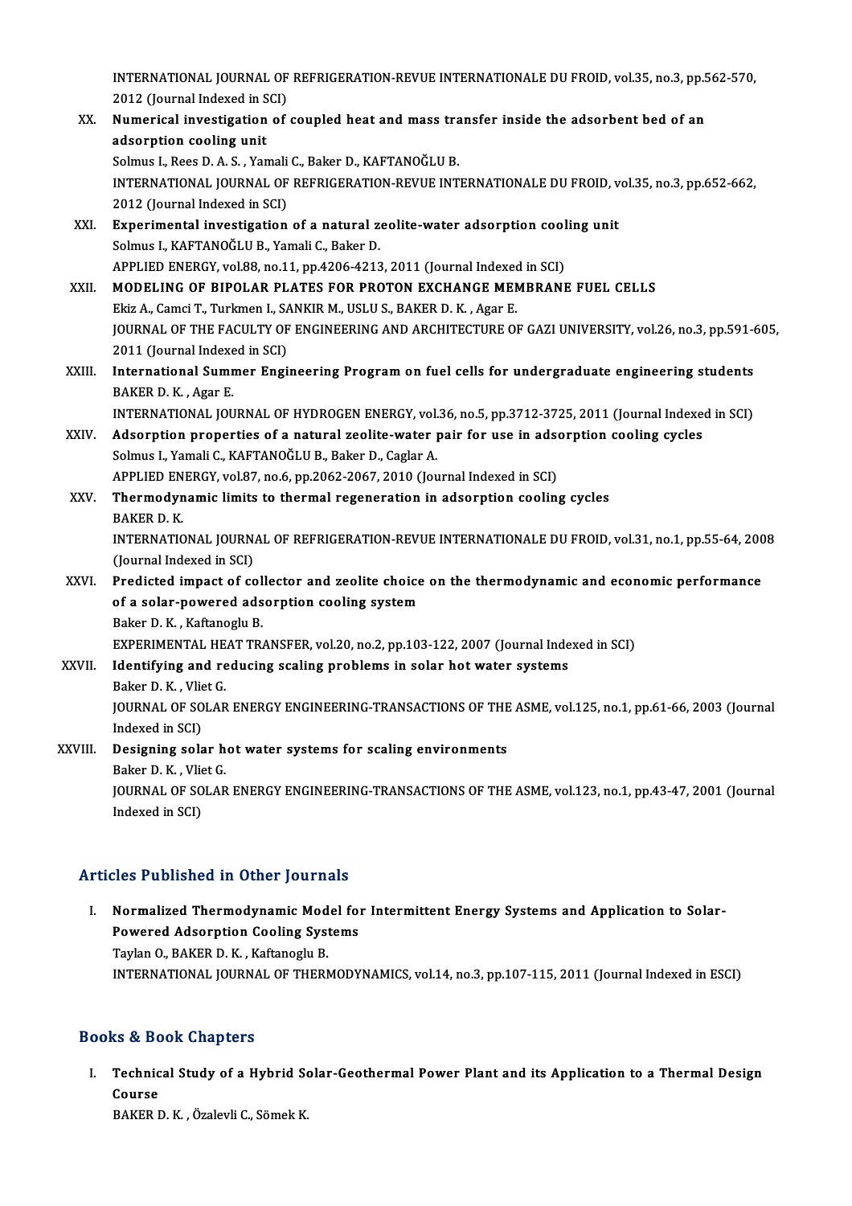INTERNATIONAL JOURNAL OF REFRIGERATION-REVUE INTERNATIONALE DU FROID, vol.35, no.3, pp.562-570, 2012 (Journal Indexed in SCI)

XX. **Numerical investigation of coupled heat and mass transfer inside the adsorbent bed of an adsorption cooling unit**
Solmus I., Rees D. A. S. , Yamali C., Baker D., KAFTANOĞLU B.
INTERNATIONAL JOURNAL OF REFRIGERATION-REVUE INTERNATIONALE DU FROID, vol.35, no.3, pp.652-662, 2012 (Journal Indexed in SCI)

XXI. **Experimental investigation of a natural zeolite-water adsorption cooling unit**
Solmus I., KAFTANOĞLU B., Yamali C., Baker D.
APPLIED ENERGY, vol.88, no.11, pp.4206-4213, 2011 (Journal Indexed in SCI)

XXII. **MODELING OF BIPOLAR PLATES FOR PROTON EXCHANGE MEMBRANE FUEL CELLS**
Ekiz A., Camci T., Turkmen I., SANKIR M., USLU S., BAKER D. K. , Agar E.
JOURNAL OF THE FACULTY OF ENGINEERING AND ARCHITECTURE OF GAZI UNIVERSITY, vol.26, no.3, pp.591-605, 2011 (Journal Indexed in SCI)

XXIII. **International Summer Engineering Program on fuel cells for undergraduate engineering students**
BAKER D. K. , Agar E.
INTERNATIONAL JOURNAL OF HYDROGEN ENERGY, vol.36, no.5, pp.3712-3725, 2011 (Journal Indexed in SCI)

XXIV. **Adsorption properties of a natural zeolite-water pair for use in adsorption cooling cycles**
Solmus I., Yamali C., KAFTANOĞLU B., Baker D., Caglar A.
APPLIED ENERGY, vol.87, no.6, pp.2062-2067, 2010 (Journal Indexed in SCI)

XXV. **Thermodynamic limits to thermal regeneration in adsorption cooling cycles**
BAKER D. K.
INTERNATIONAL JOURNAL OF REFRIGERATION-REVUE INTERNATIONALE DU FROID, vol.31, no.1, pp.55-64, 2008 (Journal Indexed in SCI)

XXVI. **Predicted impact of collector and zeolite choice on the thermodynamic and economic performance of a solar-powered adsorption cooling system**
Baker D. K. , Kaftanoglu B.
EXPERIMENTAL HEAT TRANSFER, vol.20, no.2, pp.103-122, 2007 (Journal Indexed in SCI)

XXVII. **Identifying and reducing scaling problems in solar hot water systems**
Baker D. K. , Vliet G.
JOURNAL OF SOLAR ENERGY ENGINEERING-TRANSACTIONS OF THE ASME, vol.125, no.1, pp.61-66, 2003 (Journal Indexed in SCI)

XXVIII. **Designing solar hot water systems for scaling environments**
Baker D. K. , Vliet G.
JOURNAL OF SOLAR ENERGY ENGINEERING-TRANSACTIONS OF THE ASME, vol.123, no.1, pp.43-47, 2001 (Journal Indexed in SCI)

## Articles Published in Other Journals

I. **Normalized Thermodynamic Model for Intermittent Energy Systems and Application to Solar-Powered Adsorption Cooling Systems**
Taylan O., BAKER D. K. , Kaftanoglu B.
INTERNATIONAL JOURNAL OF THERMODYNAMICS, vol.14, no.3, pp.107-115, 2011 (Journal Indexed in ESCI)

## Books & Book Chapters

I. **Technical Study of a Hybrid Solar-Geothermal Power Plant and its Application to a Thermal Design Course**
BAKER D. K. , Özalevli C., Sömek K.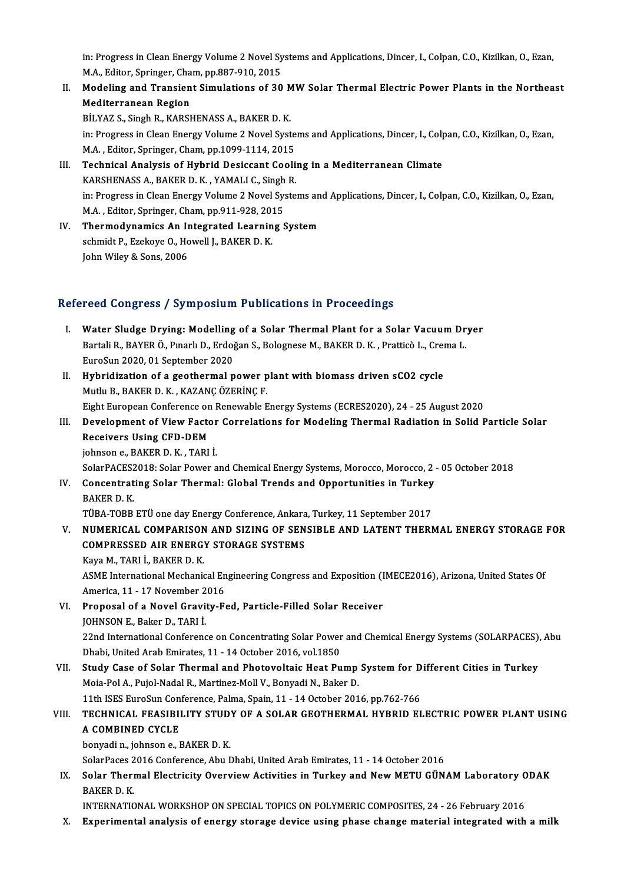in: Progress in Clean Energy Volume 2 Novel Systems and Applications, Dincer, I., Colpan, C.O., Kizilkan, O., Ezan, M.A., Editor, Springer, Cham, pp.887-910, 2015

II. **Modeling and Transient Simulations of 30 MW Solar Thermal Electric Power Plants in the Northeast Mediterranean Region**
BİLYAZ S., Singh R., KARSHENASS A., BAKER D. K.
in: Progress in Clean Energy Volume 2 Novel Systems and Applications, Dincer, I., Colpan, C.O., Kizilkan, O., Ezan, M.A. , Editor, Springer, Cham, pp.1099-1114, 2015

III. **Technical Analysis of Hybrid Desiccant Cooling in a Mediterranean Climate**
KARSHENASS A., BAKER D. K. , YAMALI C., Singh R.
in: Progress in Clean Energy Volume 2 Novel Systems and Applications, Dincer, I., Colpan, C.O., Kizilkan, O., Ezan, M.A. , Editor, Springer, Cham, pp.911-928, 2015

IV. **Thermodynamics An Integrated Learning System**
schmidt P., Ezekoye O., Howell J., BAKER D. K.
John Wiley & Sons, 2006

## Refereed Congress / Symposium Publications in Proceedings

I. **Water Sludge Drying: Modelling of a Solar Thermal Plant for a Solar Vacuum Dryer**
Bartali R., BAYER Ö., Pınarlı D., Erdoğan S., Bolognese M., BAKER D. K. , Pratticò L., Crema L.
EuroSun 2020, 01 September 2020

II. **Hybridization of a geothermal power plant with biomass driven sCO2 cycle**
Mutlu B., BAKER D. K. , KAZANÇ ÖZERİNÇ F.
Eight European Conference on Renewable Energy Systems (ECRES2020), 24 - 25 August 2020

III. **Development of View Factor Correlations for Modeling Thermal Radiation in Solid Particle Solar Receivers Using CFD-DEM**
johnson e., BAKER D. K. , TARI İ.
SolarPACES2018: Solar Power and Chemical Energy Systems, Morocco, Morocco, 2 - 05 October 2018

IV. **Concentrating Solar Thermal: Global Trends and Opportunities in Turkey**
BAKER D. K.
TÜBA-TOBB ETÜ one day Energy Conference, Ankara, Turkey, 11 September 2017

V. **NUMERICAL COMPARISON AND SIZING OF SENSIBLE AND LATENT THERMAL ENERGY STORAGE FOR COMPRESSED AIR ENERGY STORAGE SYSTEMS**
Kaya M., TARI İ., BAKER D. K.
ASME International Mechanical Engineering Congress and Exposition (IMECE2016), Arizona, United States Of America, 11 - 17 November 2016

VI. **Proposal of a Novel Gravity-Fed, Particle-Filled Solar Receiver**
JOHNSON E., Baker D., TARI İ.
22nd International Conference on Concentrating Solar Power and Chemical Energy Systems (SOLARPACES), Abu Dhabi, United Arab Emirates, 11 - 14 October 2016, vol.1850

VII. **Study Case of Solar Thermal and Photovoltaic Heat Pump System for Different Cities in Turkey**
Moia-Pol A., Pujol-Nadal R., Martinez-Moll V., Bonyadi N., Baker D.
11th ISES EuroSun Conference, Palma, Spain, 11 - 14 October 2016, pp.762-766

VIII. **TECHNICAL FEASIBILITY STUDY OF A SOLAR GEOTHERMAL HYBRID ELECTRIC POWER PLANT USING A COMBINED CYCLE**
bonyadi n., johnson e., BAKER D. K.
SolarPaces 2016 Conference, Abu Dhabi, United Arab Emirates, 11 - 14 October 2016

IX. **Solar Thermal Electricity Overview Activities in Turkey and New METU GÜNAM Laboratory ODAK**
BAKER D. K.
INTERNATIONAL WORKSHOP ON SPECIAL TOPICS ON POLYMERIC COMPOSITES, 24 - 26 February 2016

X. **Experimental analysis of energy storage device using phase change material integrated with a milk**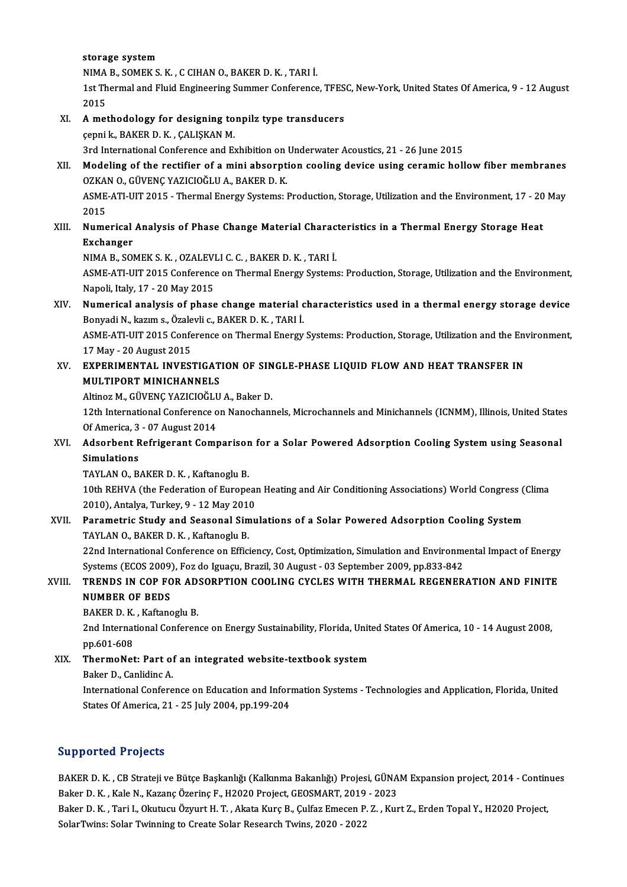storage system
NIMA B., SOMEK S. K. , C CIHAN O., BAKER D. K. , TARI İ.
1st Thermal and Fluid Engineering Summer Conference, TFESC, New-York, United States Of America, 9 - 12 August 2015

XI. **A methodology for designing tonpilz type transducers**
çepni k., BAKER D. K. , ÇALIŞKAN M.
3rd International Conference and Exhibition on Underwater Acoustics, 21 - 26 June 2015

XII. **Modeling of the rectifier of a mini absorption cooling device using ceramic hollow fiber membranes**
OZKAN O., GÜVENÇ YAZICIOĞLU A., BAKER D. K.
ASME-ATI-UIT 2015 - Thermal Energy Systems: Production, Storage, Utilization and the Environment, 17 - 20 May 2015

XIII. **Numerical Analysis of Phase Change Material Characteristics in a Thermal Energy Storage Heat Exchanger**
NIMA B., SOMEK S. K. , OZALEVLI C. C. , BAKER D. K. , TARI İ.
ASME-ATI-UIT 2015 Conference on Thermal Energy Systems: Production, Storage, Utilization and the Environment, Napoli, Italy, 17 - 20 May 2015

XIV. **Numerical analysis of phase change material characteristics used in a thermal energy storage device**
Bonyadi N., kazım s., Özalevli c., BAKER D. K. , TARI İ.
ASME-ATI-UIT 2015 Conference on Thermal Energy Systems: Production, Storage, Utilization and the Environment, 17 May - 20 August 2015

XV. **EXPERIMENTAL INVESTIGATION OF SINGLE-PHASE LIQUID FLOW AND HEAT TRANSFER IN MULTIPORT MINICHANNELS**
Altinoz M., GÜVENÇ YAZICIOĞLU A., Baker D.
12th International Conference on Nanochannels, Microchannels and Minichannels (ICNMM), Illinois, United States Of America, 3 - 07 August 2014

XVI. **Adsorbent Refrigerant Comparison for a Solar Powered Adsorption Cooling System using Seasonal Simulations**
TAYLAN O., BAKER D. K. , Kaftanoglu B.
10th REHVA (the Federation of European Heating and Air Conditioning Associations) World Congress (Clima 2010), Antalya, Turkey, 9 - 12 May 2010

XVII. **Parametric Study and Seasonal Simulations of a Solar Powered Adsorption Cooling System**
TAYLAN O., BAKER D. K. , Kaftanoglu B.
22nd International Conference on Efficiency, Cost, Optimization, Simulation and Environmental Impact of Energy Systems (ECOS 2009), Foz do Iguaçu, Brazil, 30 August - 03 September 2009, pp.833-842

XVIII. **TRENDS IN COP FOR ADSORPTION COOLING CYCLES WITH THERMAL REGENERATION AND FINITE NUMBER OF BEDS**
BAKER D. K. , Kaftanoglu B.
2nd International Conference on Energy Sustainability, Florida, United States Of America, 10 - 14 August 2008, pp.601-608

XIX. **ThermoNet: Part of an integrated website-textbook system**
Baker D., Canlidinc A.
International Conference on Education and Information Systems - Technologies and Application, Florida, United States Of America, 21 - 25 July 2004, pp.199-204

## Supported Projects

BAKER D. K. , CB Strateji ve Bütçe Başkanlığı (Kalkınma Bakanlığı) Projesi, GÜNAM Expansion project, 2014 - Continues
Baker D. K. , Kale N., Kazanç Özerinç F., H2020 Project, GEOSMART, 2019 - 2023
Baker D. K. , Tari I., Okutucu Özyurt H. T. , Akata Kurç B., Çulfaz Emecen P. Z. , Kurt Z., Erden Topal Y., H2020 Project, SolarTwins: Solar Twinning to Create Solar Research Twins, 2020 - 2022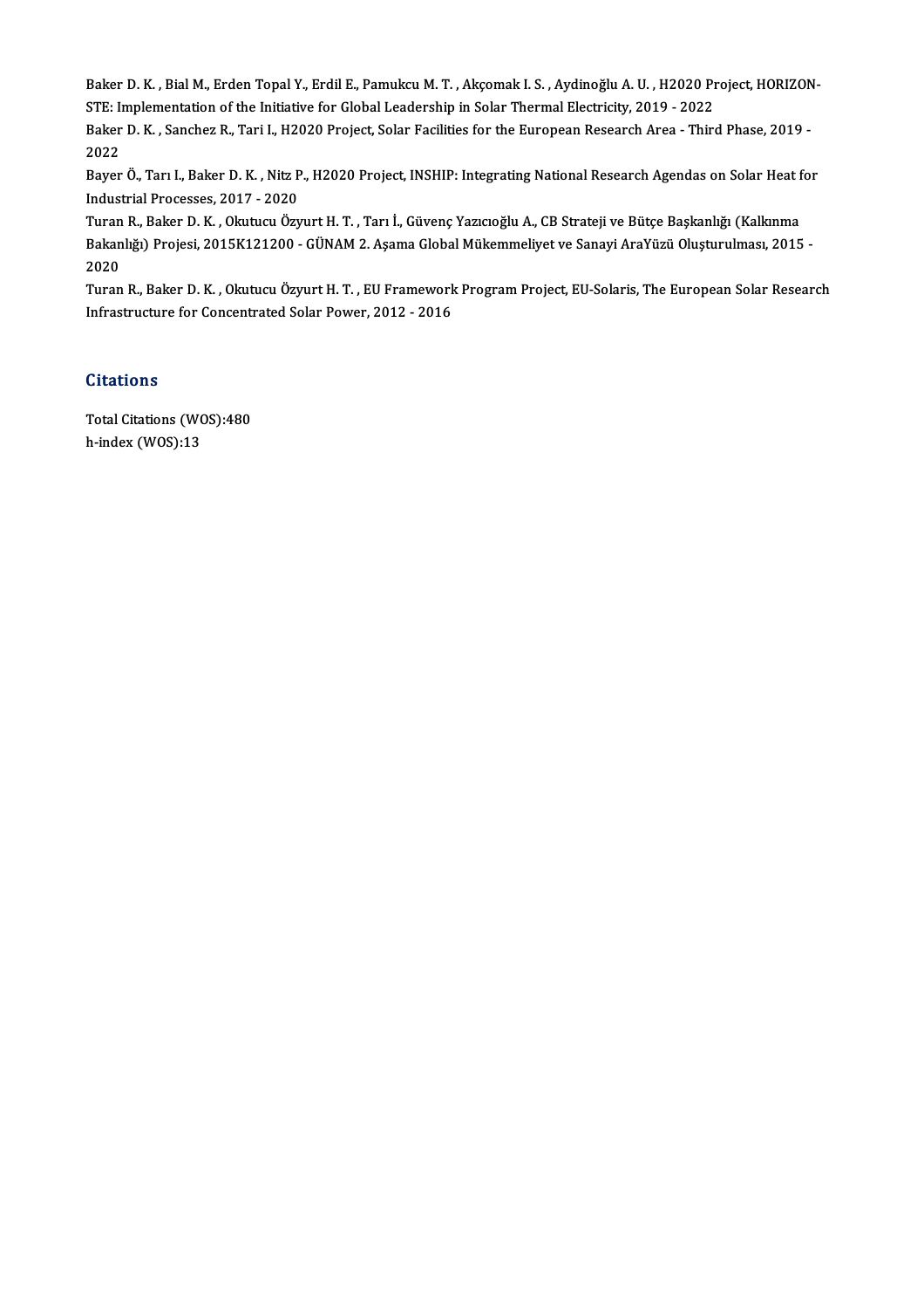Baker D. K. , Bial M., Erden Topal Y., Erdil E., Pamukcu M. T. , Akçomak I. S. , Aydinoğlu A. U. , H2020 Project, HORIZON-STE: Implementation of the Initiative for Global Leadership in Solar Thermal Electricity, 2019 - 2022

Baker D. K. , Sanchez R., Tari I., H2020 Project, Solar Facilities for the European Research Area - Third Phase, 2019 - 2022

Bayer Ö., Tarı I., Baker D. K. , Nitz P., H2020 Project, INSHIP: Integrating National Research Agendas on Solar Heat for Industrial Processes, 2017 - 2020

Turan R., Baker D. K. , Okutucu Özyurt H. T. , Tarı İ., Güvenç Yazıcıoğlu A., CB Strateji ve Bütçe Başkanlığı (Kalkınma Bakanlığı) Projesi, 2015K121200 - GÜNAM 2. Aşama Global Mükemmeliyet ve Sanayi AraYüzü Oluşturulması, 2015 - 2020

Turan R., Baker D. K. , Okutucu Özyurt H. T. , EU Framework Program Project, EU-Solaris, The European Solar Research Infrastructure for Concentrated Solar Power, 2012 - 2016

## Citations

Total Citations (WOS):480

h-index (WOS):13